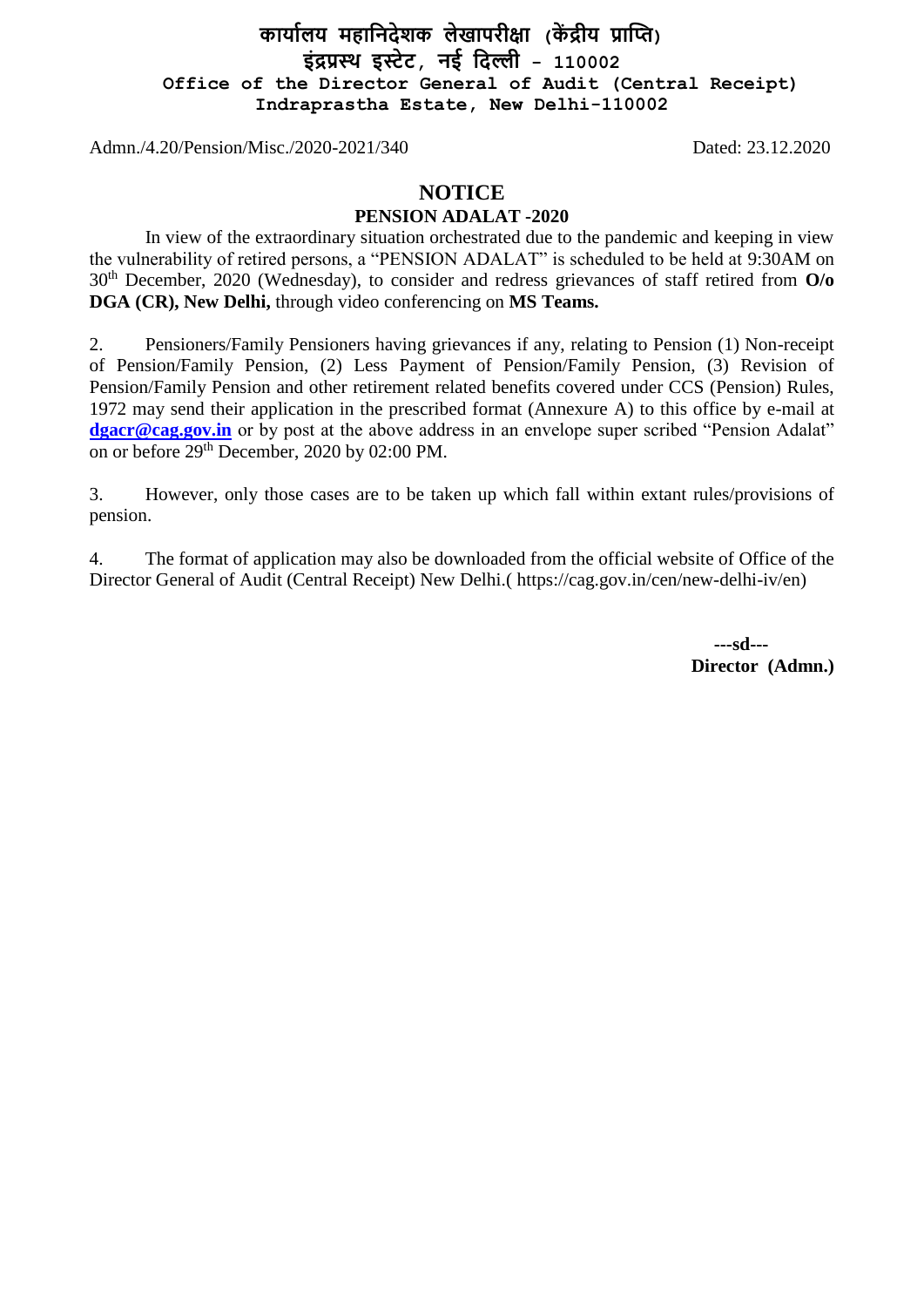# कार्यालय महानिदेशक लेखापरीक्षा (केंद्रीय प्राप्ति)
## इंद्रप्रस्थ इस्टेट, नई दिल्ली - 110002
## Office of the Director General of Audit (Central Receipt)
## Indraprastha Estate, New Delhi-110002

Admn./4.20/Pension/Misc./2020-2021/340 Dated: 23.12.2020

## NOTICE
### PENSION ADALAT -2020

In view of the extraordinary situation orchestrated due to the pandemic and keeping in view the vulnerability of retired persons, a "PENSION ADALAT" is scheduled to be held at 9:30AM on 30th December, 2020 (Wednesday), to consider and redress grievances of staff retired from **O/o DGA (CR), New Delhi,** through video conferencing on **MS Teams.**

2. Pensioners/Family Pensioners having grievances if any, relating to Pension (1) Non-receipt of Pension/Family Pension, (2) Less Payment of Pension/Family Pension, (3) Revision of Pension/Family Pension and other retirement related benefits covered under CCS (Pension) Rules, 1972 may send their application in the prescribed format (Annexure A) to this office by e-mail at **dgacr@cag.gov.in** or by post at the above address in an envelope super scribed "Pension Adalat" on or before 29th December, 2020 by 02:00 PM.

3. However, only those cases are to be taken up which fall within extant rules/provisions of pension.

4. The format of application may also be downloaded from the official website of Office of the Director General of Audit (Central Receipt) New Delhi.( https://cag.gov.in/cen/new-delhi-iv/en)

**---sd---**

**Director (Admn.)**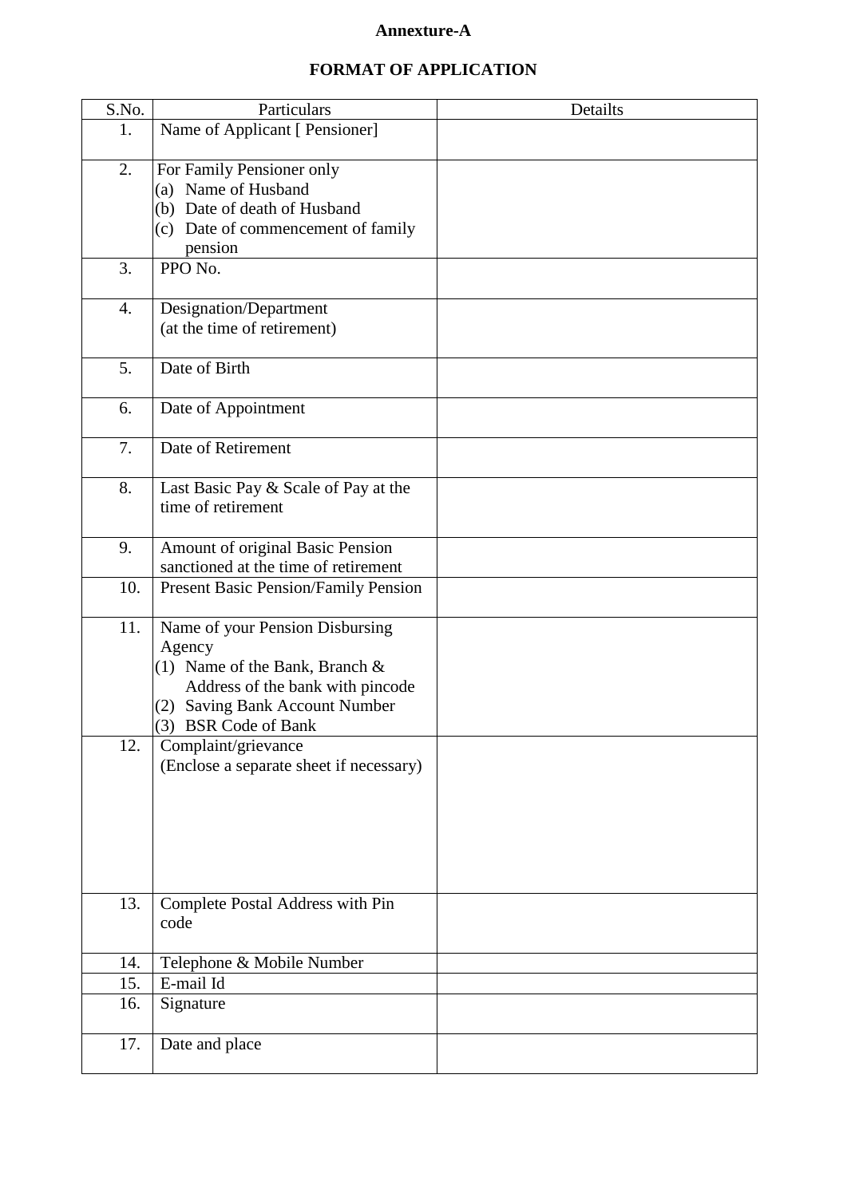**Annexure-A**

## FORMAT OF APPLICATION

| S.No. | Particulars | Detailts |
|---|---|---|
| 1. | Name of Applicant [ Pensioner] | |
| 2. | For Family Pensioner only<br>(a) Name of Husband<br>(b) Date of death of Husband<br>(c) Date of commencement of family pension | |
| 3. | PPO No. | |
| 4. | Designation/Department<br>(at the time of retirement) | |
| 5. | Date of Birth | |
| 6. | Date of Appointment | |
| 7. | Date of Retirement | |
| 8. | Last Basic Pay & Scale of Pay at the time of retirement | |
| 9. | Amount of original Basic Pension sanctioned at the time of retirement | |
| 10. | Present Basic Pension/Family Pension | |
| 11. | Name of your Pension Disbursing Agency<br>(1) Name of the Bank, Branch & Address of the bank with pincode<br>(2) Saving Bank Account Number<br>(3) BSR Code of Bank | |
| 12. | Complaint/grievance<br>(Enclose a separate sheet if necessary) | |
| 13. | Complete Postal Address with Pin code | |
| 14. | Telephone & Mobile Number | |
| 15. | E-mail Id | |
| 16. | Signature | |
| 17. | Date and place | |